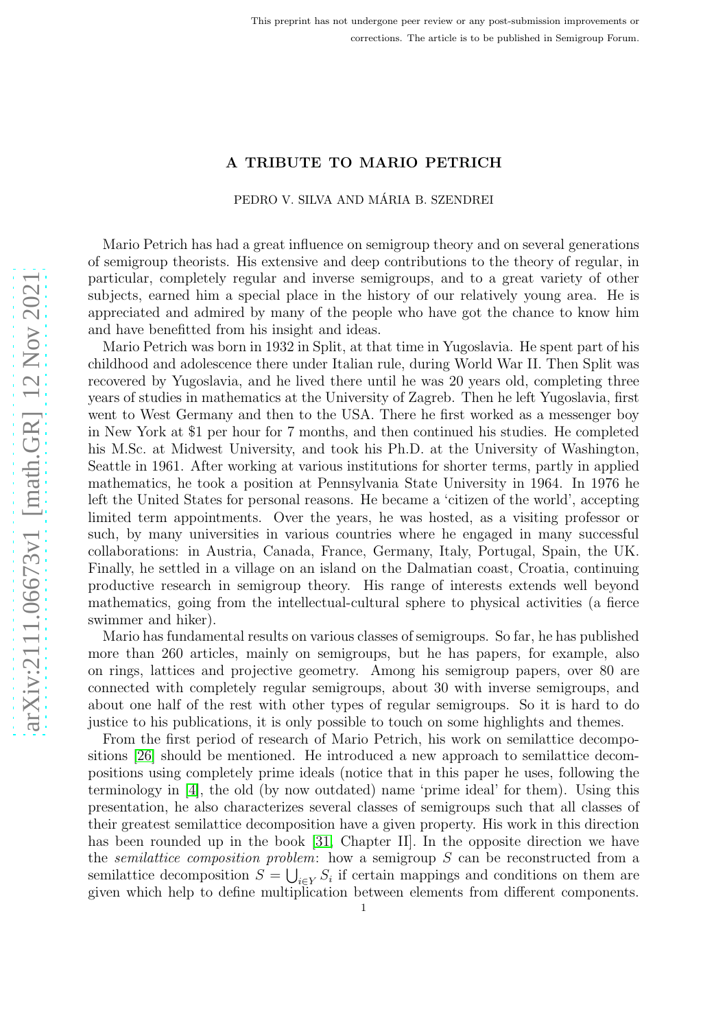This preprint has not undergone peer review or any post-submission improvements or corrections. The article is to be published in Semigroup Forum.

# A TRIBUTE TO MARIO PETRICH

PEDRO V. SILVA AND MÁRIA B. SZENDREI

Mario Petrich has had a great influence on semigroup theory and on several generations of semigroup theorists. His extensive and deep contributions to the theory of regular, in particular, completely regular and inverse semigroups, and to a great variety of other subjects, earned him a special place in the history of our relatively young area. He is appreciated and admired by many of the people who have got the chance to know him and have benefitted from his insight and ideas.

Mario Petrich was born in 1932 in Split, at that time in Yugoslavia. He spent part of his childhood and adolescence there under Italian rule, during World War II. Then Split was recovered by Yugoslavia, and he lived there until he was 20 years old, completing three years of studies in mathematics at the University of Zagreb. Then he left Yugoslavia, first went to West Germany and then to the USA. There he first worked as a messenger boy in New York at $1 per hour for 7 months, and then continued his studies. He completed his M.Sc. at Midwest University, and took his Ph.D. at the University of Washington, Seattle in 1961. After working at various institutions for shorter terms, partly in applied mathematics, he took a position at Pennsylvania State University in 1964. In 1976 he left the United States for personal reasons. He became a 'citizen of the world', accepting limited term appointments. Over the years, he was hosted, as a visiting professor or such, by many universities in various countries where he engaged in many successful collaborations: in Austria, Canada, France, Germany, Italy, Portugal, Spain, the UK. Finally, he settled in a village on an island on the Dalmatian coast, Croatia, continuing productive research in semigroup theory. His range of interests extends well beyond mathematics, going from the intellectual-cultural sphere to physical activities (a fierce swimmer and hiker).

Mario has fundamental results on various classes of semigroups. So far, he has published more than 260 articles, mainly on semigroups, but he has papers, for example, also on rings, lattices and projective geometry. Among his semigroup papers, over 80 are connected with completely regular semigroups, about 30 with inverse semigroups, and about one half of the rest with other types of regular semigroups. So it is hard to do justice to his publications, it is only possible to touch on some highlights and themes.

From the first period of research of Mario Petrich, his work on semilattice decompositions [26] should be mentioned. He introduced a new approach to semilattice decompositions using completely prime ideals (notice that in this paper he uses, following the terminology in [4], the old (by now outdated) name 'prime ideal' for them). Using this presentation, he also characterizes several classes of semigroups such that all classes of their greatest semilattice decomposition have a given property. His work in this direction has been rounded up in the book [31, Chapter II]. In the opposite direction we have the *semilattice composition problem*: how a semigroup $S$ can be reconstructed from a semilattice decomposition $S = \bigcup_{i \in Y} S_i$ if certain mappings and conditions on them are given which help to define multiplication between elements from different components.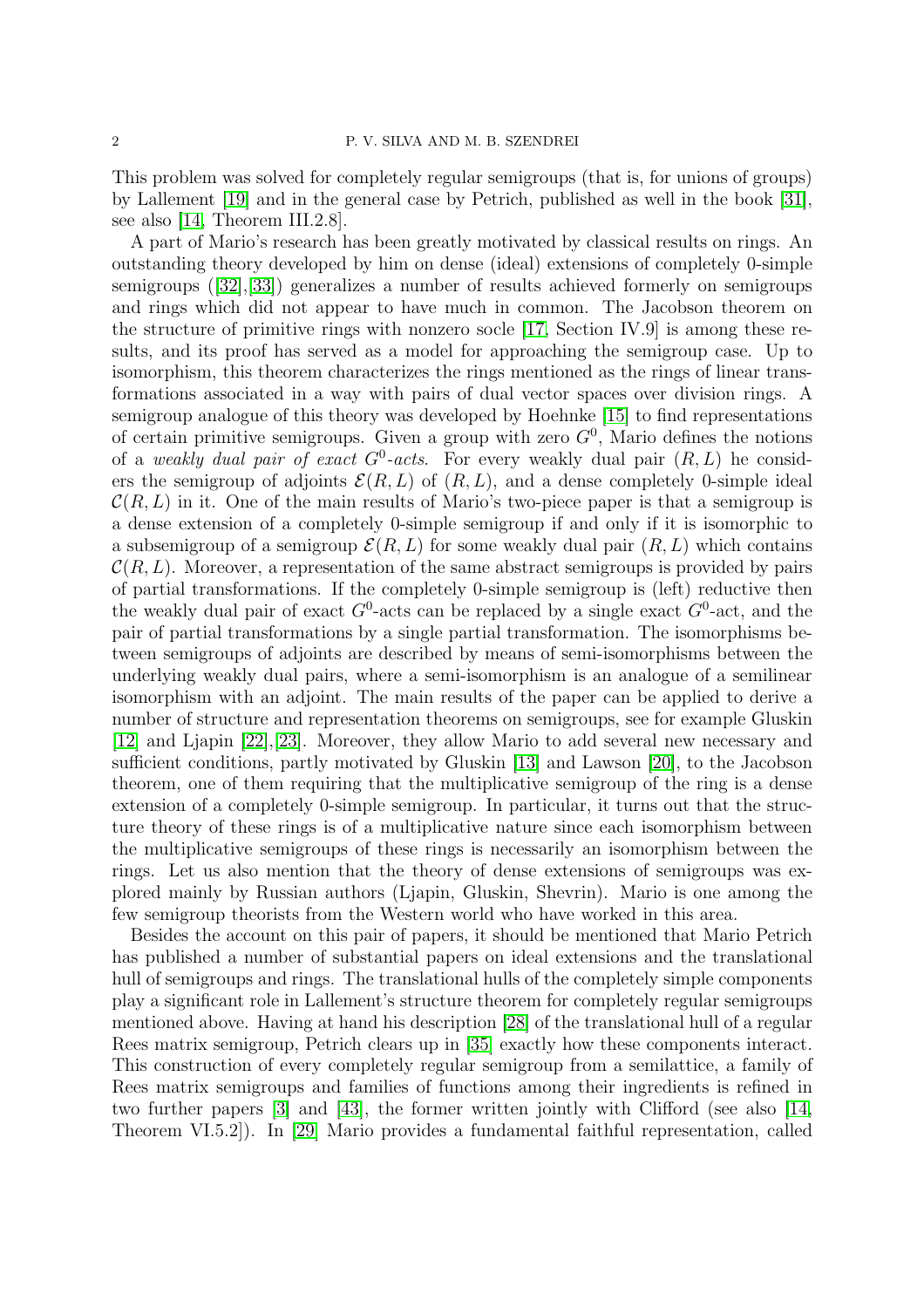This problem was solved for completely regular semigroups (that is, for unions of groups) by Lallement [19] and in the general case by Petrich, published as well in the book [31], see also [14, Theorem III.2.8].

A part of Mario's research has been greatly motivated by classical results on rings. An outstanding theory developed by him on dense (ideal) extensions of completely 0-simple semigroups ([32],[33]) generalizes a number of results achieved formerly on semigroups and rings which did not appear to have much in common. The Jacobson theorem on the structure of primitive rings with nonzero socle [17, Section IV.9] is among these results, and its proof has served as a model for approaching the semigroup case. Up to isomorphism, this theorem characterizes the rings mentioned as the rings of linear transformations associated in a way with pairs of dual vector spaces over division rings. A semigroup analogue of this theory was developed by Hoehnke [15] to find representations of certain primitive semigroups. Given a group with zero $G^0$, Mario defines the notions of a *weakly dual pair of exact $G^0$-acts*. For every weakly dual pair $(R, L)$ he considers the semigroup of adjoints $\mathcal{E}(R, L)$ of $(R, L)$, and a dense completely 0-simple ideal $\mathcal{C}(R, L)$ in it. One of the main results of Mario's two-piece paper is that a semigroup is a dense extension of a completely 0-simple semigroup if and only if it is isomorphic to a subsemigroup of a semigroup $\mathcal{E}(R, L)$ for some weakly dual pair $(R, L)$ which contains $\mathcal{C}(R, L)$. Moreover, a representation of the same abstract semigroups is provided by pairs of partial transformations. If the completely 0-simple semigroup is (left) reductive then the weakly dual pair of exact $G^0$-acts can be replaced by a single exact $G^0$-act, and the pair of partial transformations by a single partial transformation. The isomorphisms between semigroups of adjoints are described by means of semi-isomorphisms between the underlying weakly dual pairs, where a semi-isomorphism is an analogue of a semilinear isomorphism with an adjoint. The main results of the paper can be applied to derive a number of structure and representation theorems on semigroups, see for example Gluskin [12] and Ljapin [22],[23]. Moreover, they allow Mario to add several new necessary and sufficient conditions, partly motivated by Gluskin [13] and Lawson [20], to the Jacobson theorem, one of them requiring that the multiplicative semigroup of the ring is a dense extension of a completely 0-simple semigroup. In particular, it turns out that the structure theory of these rings is of a multiplicative nature since each isomorphism between the multiplicative semigroups of these rings is necessarily an isomorphism between the rings. Let us also mention that the theory of dense extensions of semigroups was explored mainly by Russian authors (Ljapin, Gluskin, Shevrin). Mario is one among the few semigroup theorists from the Western world who have worked in this area.

Besides the account on this pair of papers, it should be mentioned that Mario Petrich has published a number of substantial papers on ideal extensions and the translational hull of semigroups and rings. The translational hulls of the completely simple components play a significant role in Lallement's structure theorem for completely regular semigroups mentioned above. Having at hand his description [28] of the translational hull of a regular Rees matrix semigroup, Petrich clears up in [35] exactly how these components interact. This construction of every completely regular semigroup from a semilattice, a family of Rees matrix semigroups and families of functions among their ingredients is refined in two further papers [3] and [43], the former written jointly with Clifford (see also [14, Theorem VI.5.2]). In [29] Mario provides a fundamental faithful representation, called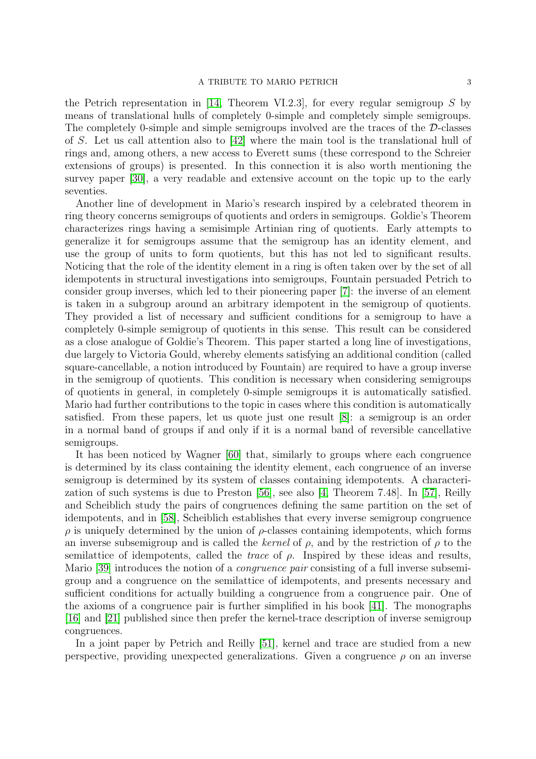the Petrich representation in [14, Theorem VI.2.3], for every regular semigroup $S$ by means of translational hulls of completely 0-simple and completely simple semigroups. The completely 0-simple and simple semigroups involved are the traces of the $\mathcal{D}$-classes of $S$. Let us call attention also to [42] where the main tool is the translational hull of rings and, among others, a new access to Everett sums (these correspond to the Schreier extensions of groups) is presented. In this connection it is also worth mentioning the survey paper [30], a very readable and extensive account on the topic up to the early seventies.

Another line of development in Mario's research inspired by a celebrated theorem in ring theory concerns semigroups of quotients and orders in semigroups. Goldie's Theorem characterizes rings having a semisimple Artinian ring of quotients. Early attempts to generalize it for semigroups assume that the semigroup has an identity element, and use the group of units to form quotients, but this has not led to significant results. Noticing that the role of the identity element in a ring is often taken over by the set of all idempotents in structural investigations into semigroups, Fountain persuaded Petrich to consider group inverses, which led to their pioneering paper [7]: the inverse of an element is taken in a subgroup around an arbitrary idempotent in the semigroup of quotients. They provided a list of necessary and sufficient conditions for a semigroup to have a completely 0-simple semigroup of quotients in this sense. This result can be considered as a close analogue of Goldie's Theorem. This paper started a long line of investigations, due largely to Victoria Gould, whereby elements satisfying an additional condition (called square-cancellable, a notion introduced by Fountain) are required to have a group inverse in the semigroup of quotients. This condition is necessary when considering semigroups of quotients in general, in completely 0-simple semigroups it is automatically satisfied. Mario had further contributions to the topic in cases where this condition is automatically satisfied. From these papers, let us quote just one result [8]: a semigroup is an order in a normal band of groups if and only if it is a normal band of reversible cancellative semigroups.

It has been noticed by Wagner [60] that, similarly to groups where each congruence is determined by its class containing the identity element, each congruence of an inverse semigroup is determined by its system of classes containing idempotents. A characterization of such systems is due to Preston [56], see also [4, Theorem 7.48]. In [57], Reilly and Scheiblich study the pairs of congruences defining the same partition on the set of idempotents, and in [58], Scheiblich establishes that every inverse semigroup congruence $\rho$ is uniquely determined by the union of $\rho$-classes containing idempotents, which forms an inverse subsemigroup and is called the *kernel* of $\rho$, and by the restriction of $\rho$ to the semilattice of idempotents, called the *trace* of $\rho$. Inspired by these ideas and results, Mario [39] introduces the notion of a *congruence pair* consisting of a full inverse subsemigroup and a congruence on the semilattice of idempotents, and presents necessary and sufficient conditions for actually building a congruence from a congruence pair. One of the axioms of a congruence pair is further simplified in his book [41]. The monographs [16] and [21] published since then prefer the kernel-trace description of inverse semigroup congruences.

In a joint paper by Petrich and Reilly [51], kernel and trace are studied from a new perspective, providing unexpected generalizations. Given a congruence $\rho$ on an inverse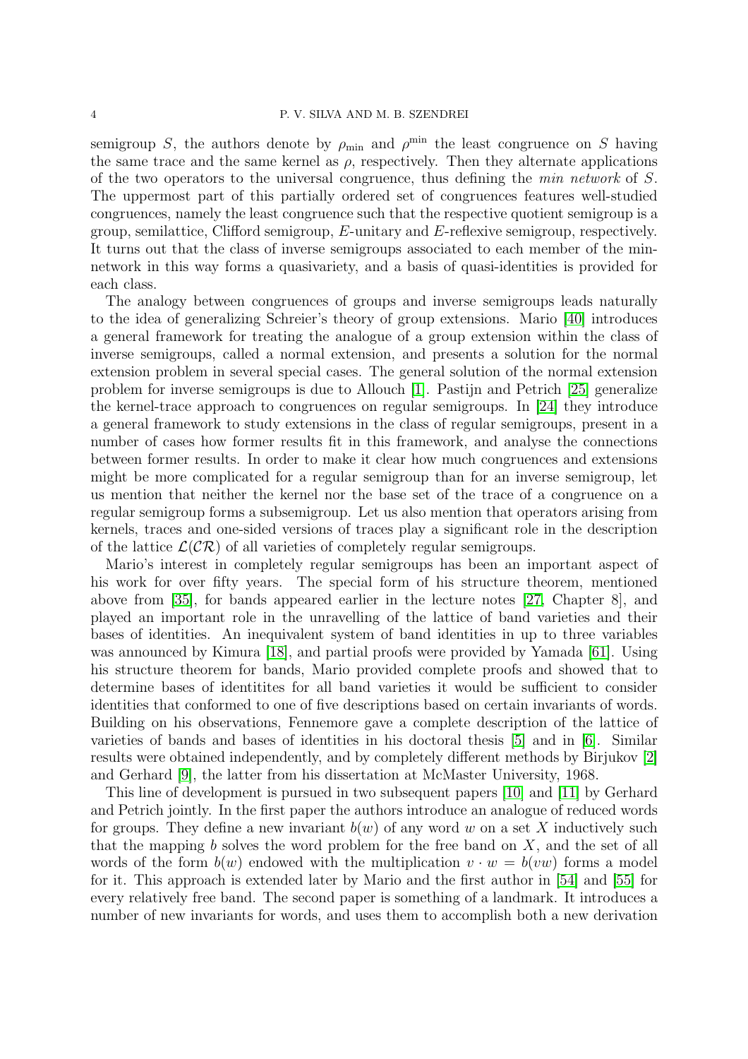semigroup $S$, the authors denote by $\rho_{\min}$ and $\rho^{\min}$ the least congruence on $S$ having the same trace and the same kernel as $\rho$, respectively. Then they alternate applications of the two operators to the universal congruence, thus defining the *min network* of $S$. The uppermost part of this partially ordered set of congruences features well-studied congruences, namely the least congruence such that the respective quotient semigroup is a group, semilattice, Clifford semigroup, $E$-unitary and $E$-reflexive semigroup, respectively. It turns out that the class of inverse semigroups associated to each member of the min-network in this way forms a quasivariety, and a basis of quasi-identities is provided for each class.

The analogy between congruences of groups and inverse semigroups leads naturally to the idea of generalizing Schreier's theory of group extensions. Mario [40] introduces a general framework for treating the analogue of a group extension within the class of inverse semigroups, called a normal extension, and presents a solution for the normal extension problem in several special cases. The general solution of the normal extension problem for inverse semigroups is due to Allouch [1]. Pastijn and Petrich [25] generalize the kernel-trace approach to congruences on regular semigroups. In [24] they introduce a general framework to study extensions in the class of regular semigroups, present in a number of cases how former results fit in this framework, and analyse the connections between former results. In order to make it clear how much congruences and extensions might be more complicated for a regular semigroup than for an inverse semigroup, let us mention that neither the kernel nor the base set of the trace of a congruence on a regular semigroup forms a subsemigroup. Let us also mention that operators arising from kernels, traces and one-sided versions of traces play a significant role in the description of the lattice $\mathcal{L}(\mathcal{CR})$ of all varieties of completely regular semigroups.

Mario's interest in completely regular semigroups has been an important aspect of his work for over fifty years. The special form of his structure theorem, mentioned above from [35], for bands appeared earlier in the lecture notes [27, Chapter 8], and played an important role in the unravelling of the lattice of band varieties and their bases of identities. An inequivalent system of band identities in up to three variables was announced by Kimura [18], and partial proofs were provided by Yamada [61]. Using his structure theorem for bands, Mario provided complete proofs and showed that to determine bases of identitites for all band varieties it would be sufficient to consider identities that conformed to one of five descriptions based on certain invariants of words. Building on his observations, Fennemore gave a complete description of the lattice of varieties of bands and bases of identities in his doctoral thesis [5] and in [6]. Similar results were obtained independently, and by completely different methods by Birjukov [2] and Gerhard [9], the latter from his dissertation at McMaster University, 1968.

This line of development is pursued in two subsequent papers [10] and [11] by Gerhard and Petrich jointly. In the first paper the authors introduce an analogue of reduced words for groups. They define a new invariant $b(w)$ of any word $w$ on a set $X$ inductively such that the mapping $b$ solves the word problem for the free band on $X$, and the set of all words of the form $b(w)$ endowed with the multiplication $v \cdot w = b(vw)$ forms a model for it. This approach is extended later by Mario and the first author in [54] and [55] for every relatively free band. The second paper is something of a landmark. It introduces a number of new invariants for words, and uses them to accomplish both a new derivation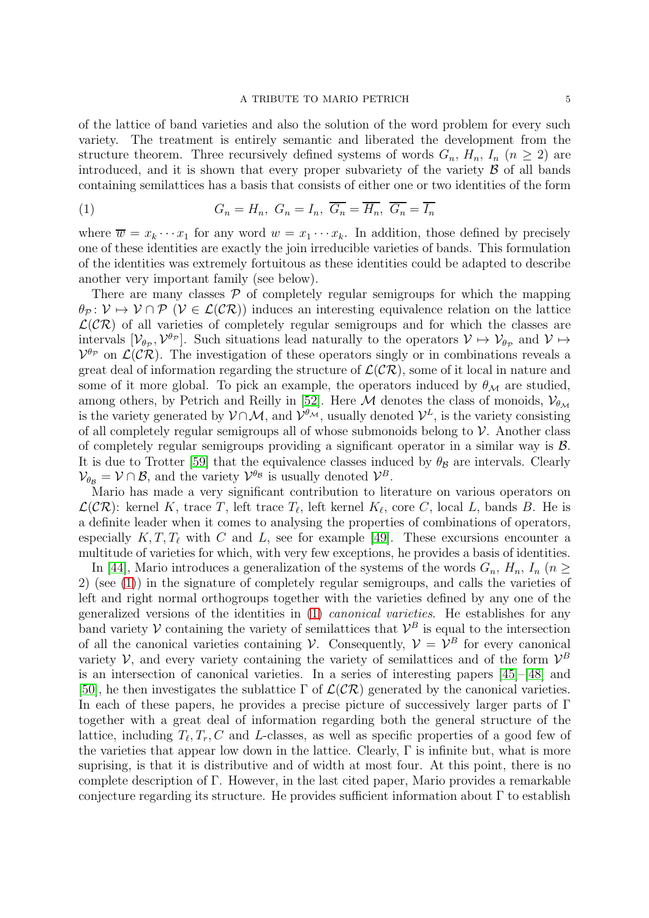of the lattice of band varieties and also the solution of the word problem for every such variety. The treatment is entirely semantic and liberated the development from the structure theorem. Three recursively defined systems of words $G_n$, $H_n$, $I_n$ $(n \geq 2)$ are introduced, and it is shown that every proper subvariety of the variety $\mathcal{B}$ of all bands containing semilattices has a basis that consists of either one or two identities of the form

$$G_n = H_n,\ G_n = I_n,\ \overline{G_n} = \overline{H_n},\ \overline{G_n} = \overline{I_n} \tag{1}$$

where $\overline{w} = x_k \cdots x_1$ for any word $w = x_1 \cdots x_k$. In addition, those defined by precisely one of these identities are exactly the join irreducible varieties of bands. This formulation of the identities was extremely fortuitous as these identities could be adapted to describe another very important family (see below).

There are many classes $\mathcal{P}$ of completely regular semigroups for which the mapping $\theta_{\mathcal{P}} \colon \mathcal{V} \mapsto \mathcal{V} \cap \mathcal{P}$ $(\mathcal{V} \in \mathcal{L}(\mathcal{CR}))$ induces an interesting equivalence relation on the lattice $\mathcal{L}(\mathcal{CR})$ of all varieties of completely regular semigroups and for which the classes are intervals $[\mathcal{V}_{\theta_{\mathcal{P}}}, \mathcal{V}^{\theta_{\mathcal{P}}}]$. Such situations lead naturally to the operators $\mathcal{V} \mapsto \mathcal{V}_{\theta_{\mathcal{P}}}$ and $\mathcal{V} \mapsto \mathcal{V}^{\theta_{\mathcal{P}}}$ on $\mathcal{L}(\mathcal{CR})$. The investigation of these operators singly or in combinations reveals a great deal of information regarding the structure of $\mathcal{L}(\mathcal{CR})$, some of it local in nature and some of it more global. To pick an example, the operators induced by $\theta_{\mathcal{M}}$ are studied, among others, by Petrich and Reilly in [52]. Here $\mathcal{M}$ denotes the class of monoids, $\mathcal{V}_{\theta_{\mathcal{M}}}$ is the variety generated by $\mathcal{V} \cap \mathcal{M}$, and $\mathcal{V}^{\theta_{\mathcal{M}}}$, usually denoted $\mathcal{V}^L$, is the variety consisting of all completely regular semigroups all of whose submonoids belong to $\mathcal{V}$. Another class of completely regular semigroups providing a significant operator in a similar way is $\mathcal{B}$. It is due to Trotter [59] that the equivalence classes induced by $\theta_{\mathcal{B}}$ are intervals. Clearly $\mathcal{V}_{\theta_{\mathcal{B}}} = \mathcal{V} \cap \mathcal{B}$, and the variety $\mathcal{V}^{\theta_{\mathcal{B}}}$ is usually denoted $\mathcal{V}^B$.

Mario has made a very significant contribution to literature on various operators on $\mathcal{L}(\mathcal{CR})$: kernel $K$, trace $T$, left trace $T_\ell$, left kernel $K_\ell$, core $C$, local $L$, bands $B$. He is a definite leader when it comes to analysing the properties of combinations of operators, especially $K, T, T_\ell$ with $C$ and $L$, see for example [49]. These excursions encounter a multitude of varieties for which, with very few exceptions, he provides a basis of identities.

In [44], Mario introduces a generalization of the systems of the words $G_n$, $H_n$, $I_n$ $(n \geq 2)$ (see (1)) in the signature of completely regular semigroups, and calls the varieties of left and right normal orthogroups together with the varieties defined by any one of the generalized versions of the identities in (1) *canonical varieties*. He establishes for any band variety $\mathcal{V}$ containing the variety of semilattices that $\mathcal{V}^B$ is equal to the intersection of all the canonical varieties containing $\mathcal{V}$. Consequently, $\mathcal{V} = \mathcal{V}^B$ for every canonical variety $\mathcal{V}$, and every variety containing the variety of semilattices and of the form $\mathcal{V}^B$ is an intersection of canonical varieties. In a series of interesting papers [45]–[48] and [50], he then investigates the sublattice $\Gamma$ of $\mathcal{L}(\mathcal{CR})$ generated by the canonical varieties. In each of these papers, he provides a precise picture of successively larger parts of $\Gamma$ together with a great deal of information regarding both the general structure of the lattice, including $T_\ell, T_r, C$ and $L$-classes, as well as specific properties of a good few of the varieties that appear low down in the lattice. Clearly, $\Gamma$ is infinite but, what is more suprising, is that it is distributive and of width at most four. At this point, there is no complete description of $\Gamma$. However, in the last cited paper, Mario provides a remarkable conjecture regarding its structure. He provides sufficient information about $\Gamma$ to establish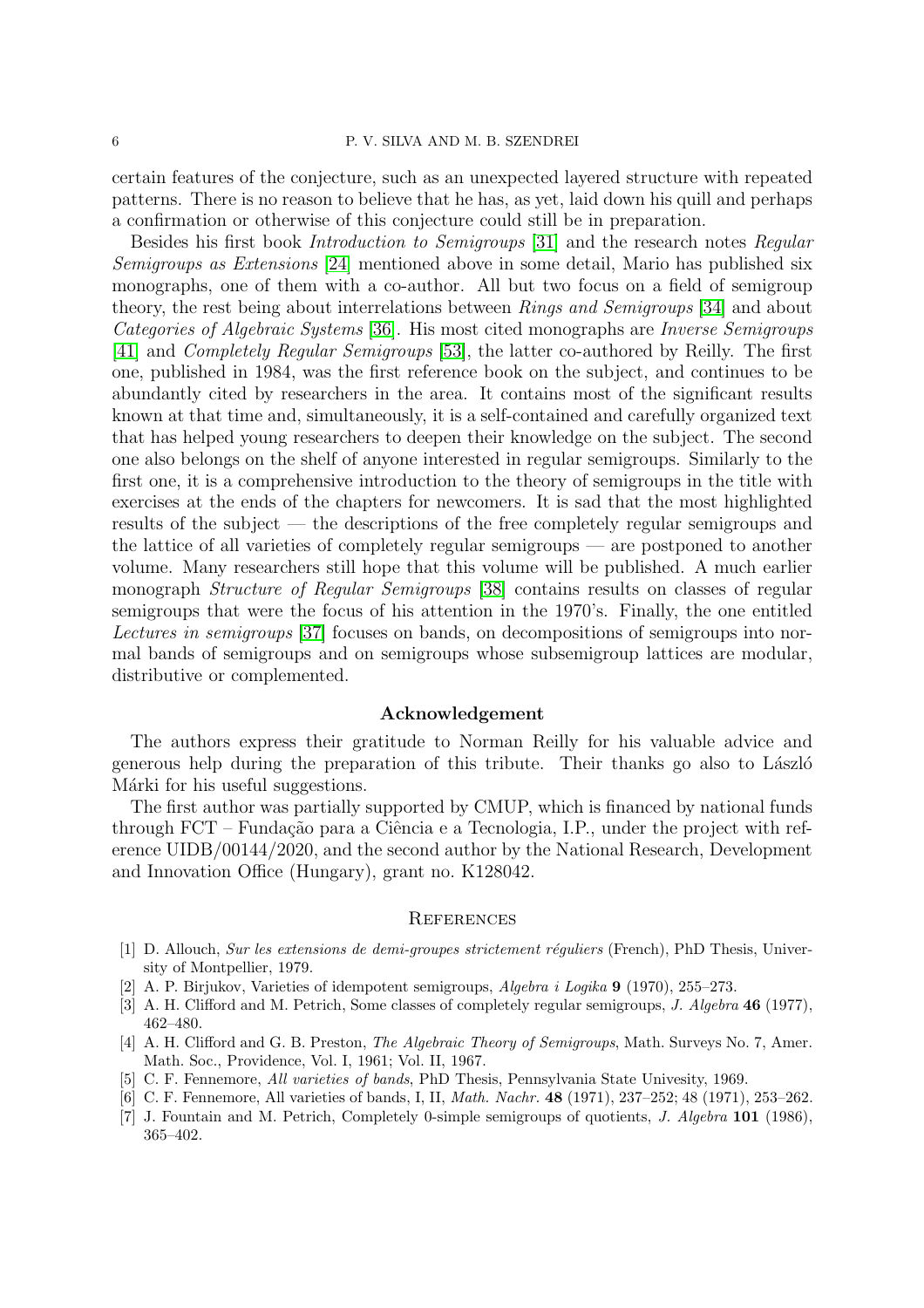certain features of the conjecture, such as an unexpected layered structure with repeated patterns. There is no reason to believe that he has, as yet, laid down his quill and perhaps a confirmation or otherwise of this conjecture could still be in preparation.

Besides his first book *Introduction to Semigroups* [31] and the research notes *Regular Semigroups as Extensions* [24] mentioned above in some detail, Mario has published six monographs, one of them with a co-author. All but two focus on a field of semigroup theory, the rest being about interrelations between *Rings and Semigroups* [34] and about *Categories of Algebraic Systems* [36]. His most cited monographs are *Inverse Semigroups* [41] and *Completely Regular Semigroups* [53], the latter co-authored by Reilly. The first one, published in 1984, was the first reference book on the subject, and continues to be abundantly cited by researchers in the area. It contains most of the significant results known at that time and, simultaneously, it is a self-contained and carefully organized text that has helped young researchers to deepen their knowledge on the subject. The second one also belongs on the shelf of anyone interested in regular semigroups. Similarly to the first one, it is a comprehensive introduction to the theory of semigroups in the title with exercises at the ends of the chapters for newcomers. It is sad that the most highlighted results of the subject — the descriptions of the free completely regular semigroups and the lattice of all varieties of completely regular semigroups — are postponed to another volume. Many researchers still hope that this volume will be published. A much earlier monograph *Structure of Regular Semigroups* [38] contains results on classes of regular semigroups that were the focus of his attention in the 1970's. Finally, the one entitled *Lectures in semigroups* [37] focuses on bands, on decompositions of semigroups into normal bands of semigroups and on semigroups whose subsemigroup lattices are modular, distributive or complemented.

## Acknowledgement

The authors express their gratitude to Norman Reilly for his valuable advice and generous help during the preparation of this tribute. Their thanks go also to László Márki for his useful suggestions.

The first author was partially supported by CMUP, which is financed by national funds through FCT – Fundação para a Ciência e a Tecnologia, I.P., under the project with reference UIDB/00144/2020, and the second author by the National Research, Development and Innovation Office (Hungary), grant no. K128042.

## References

[1] D. Allouch, *Sur les extensions de demi-groupes strictement réguliers* (French), PhD Thesis, University of Montpellier, 1979.

[2] A. P. Birjukov, Varieties of idempotent semigroups, *Algebra i Logika* **9** (1970), 255–273.

[3] A. H. Clifford and M. Petrich, Some classes of completely regular semigroups, *J. Algebra* **46** (1977), 462–480.

[4] A. H. Clifford and G. B. Preston, *The Algebraic Theory of Semigroups*, Math. Surveys No. 7, Amer. Math. Soc., Providence, Vol. I, 1961; Vol. II, 1967.

[5] C. F. Fennemore, *All varieties of bands*, PhD Thesis, Pennsylvania State Univesity, 1969.

[6] C. F. Fennemore, All varieties of bands, I, II, *Math. Nachr.* **48** (1971), 237–252; 48 (1971), 253–262.

[7] J. Fountain and M. Petrich, Completely 0-simple semigroups of quotients, *J. Algebra* **101** (1986), 365–402.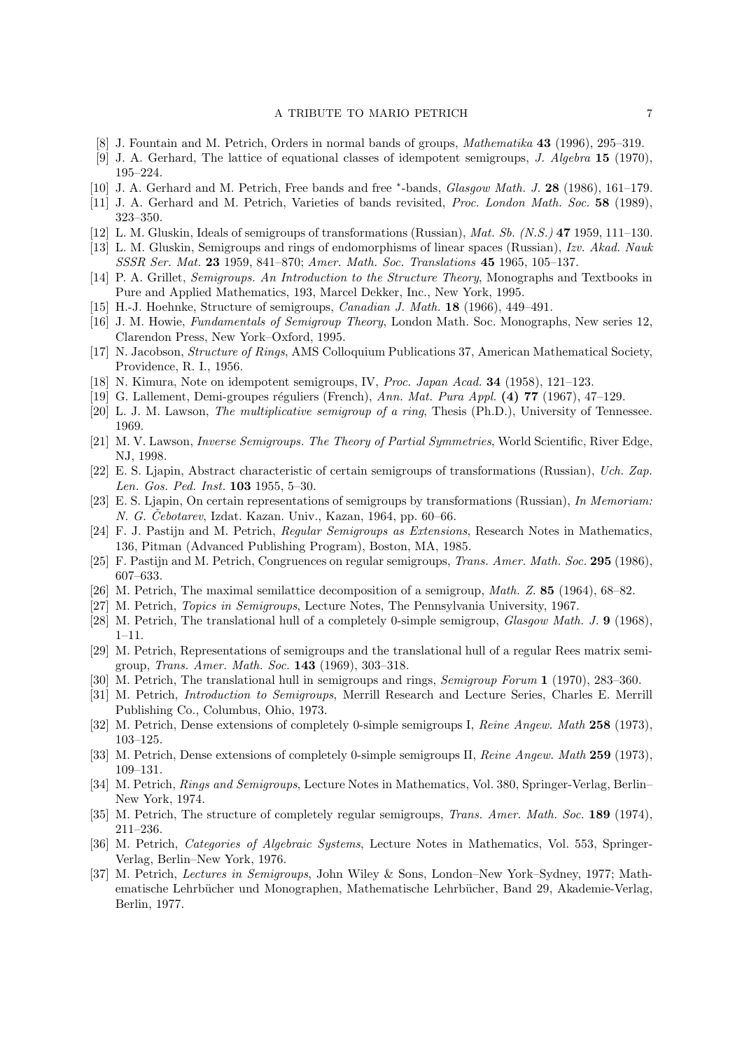[8] J. Fountain and M. Petrich, Orders in normal bands of groups, *Mathematika* **43** (1996), 295–319.

[9] J. A. Gerhard, The lattice of equational classes of idempotent semigroups, *J. Algebra* **15** (1970), 195–224.

[10] J. A. Gerhard and M. Petrich, Free bands and free $^*$-bands, *Glasgow Math. J.* **28** (1986), 161–179.

[11] J. A. Gerhard and M. Petrich, Varieties of bands revisited, *Proc. London Math. Soc.* **58** (1989), 323–350.

[12] L. M. Gluskin, Ideals of semigroups of transformations (Russian), *Mat. Sb. (N.S.)* **47** 1959, 111–130.

[13] L. M. Gluskin, Semigroups and rings of endomorphisms of linear spaces (Russian), *Izv. Akad. Nauk SSSR Ser. Mat.* **23** 1959, 841–870; *Amer. Math. Soc. Translations* **45** 1965, 105–137.

[14] P. A. Grillet, *Semigroups. An Introduction to the Structure Theory*, Monographs and Textbooks in Pure and Applied Mathematics, 193, Marcel Dekker, Inc., New York, 1995.

[15] H.-J. Hoehnke, Structure of semigroups, *Canadian J. Math.* **18** (1966), 449–491.

[16] J. M. Howie, *Fundamentals of Semigroup Theory*, London Math. Soc. Monographs, New series 12, Clarendon Press, New York–Oxford, 1995.

[17] N. Jacobson, *Structure of Rings*, AMS Colloquium Publications 37, American Mathematical Society, Providence, R. I., 1956.

[18] N. Kimura, Note on idempotent semigroups, IV, *Proc. Japan Acad.* **34** (1958), 121–123.

[19] G. Lallement, Demi-groupes réguliers (French), *Ann. Mat. Pura Appl.* **(4) 77** (1967), 47–129.

[20] L. J. M. Lawson, *The multiplicative semigroup of a ring*, Thesis (Ph.D.), University of Tennessee. 1969.

[21] M. V. Lawson, *Inverse Semigroups. The Theory of Partial Symmetries*, World Scientific, River Edge, NJ, 1998.

[22] E. S. Ljapin, Abstract characteristic of certain semigroups of transformations (Russian), *Uch. Zap. Len. Gos. Ped. Inst.* **103** 1955, 5–30.

[23] E. S. Ljapin, On certain representations of semigroups by transformations (Russian), *In Memoriam: N. G. Čebotarev*, Izdat. Kazan. Univ., Kazan, 1964, pp. 60–66.

[24] F. J. Pastijn and M. Petrich, *Regular Semigroups as Extensions*, Research Notes in Mathematics, 136, Pitman (Advanced Publishing Program), Boston, MA, 1985.

[25] F. Pastijn and M. Petrich, Congruences on regular semigroups, *Trans. Amer. Math. Soc.* **295** (1986), 607–633.

[26] M. Petrich, The maximal semilattice decomposition of a semigroup, *Math. Z.* **85** (1964), 68–82.

[27] M. Petrich, *Topics in Semigroups*, Lecture Notes, The Pennsylvania University, 1967.

[28] M. Petrich, The translational hull of a completely 0-simple semigroup, *Glasgow Math. J.* **9** (1968), 1–11.

[29] M. Petrich, Representations of semigroups and the translational hull of a regular Rees matrix semigroup, *Trans. Amer. Math. Soc.* **143** (1969), 303–318.

[30] M. Petrich, The translational hull in semigroups and rings, *Semigroup Forum* **1** (1970), 283–360.

[31] M. Petrich, *Introduction to Semigroups*, Merrill Research and Lecture Series, Charles E. Merrill Publishing Co., Columbus, Ohio, 1973.

[32] M. Petrich, Dense extensions of completely 0-simple semigroups I, *Reine Angew. Math* **258** (1973), 103–125.

[33] M. Petrich, Dense extensions of completely 0-simple semigroups II, *Reine Angew. Math* **259** (1973), 109–131.

[34] M. Petrich, *Rings and Semigroups*, Lecture Notes in Mathematics, Vol. 380, Springer-Verlag, Berlin–New York, 1974.

[35] M. Petrich, The structure of completely regular semigroups, *Trans. Amer. Math. Soc.* **189** (1974), 211–236.

[36] M. Petrich, *Categories of Algebraic Systems*, Lecture Notes in Mathematics, Vol. 553, Springer-Verlag, Berlin–New York, 1976.

[37] M. Petrich, *Lectures in Semigroups*, John Wiley & Sons, London–New York–Sydney, 1977; Mathematische Lehrbücher und Monographen, Mathematische Lehrbücher, Band 29, Akademie-Verlag, Berlin, 1977.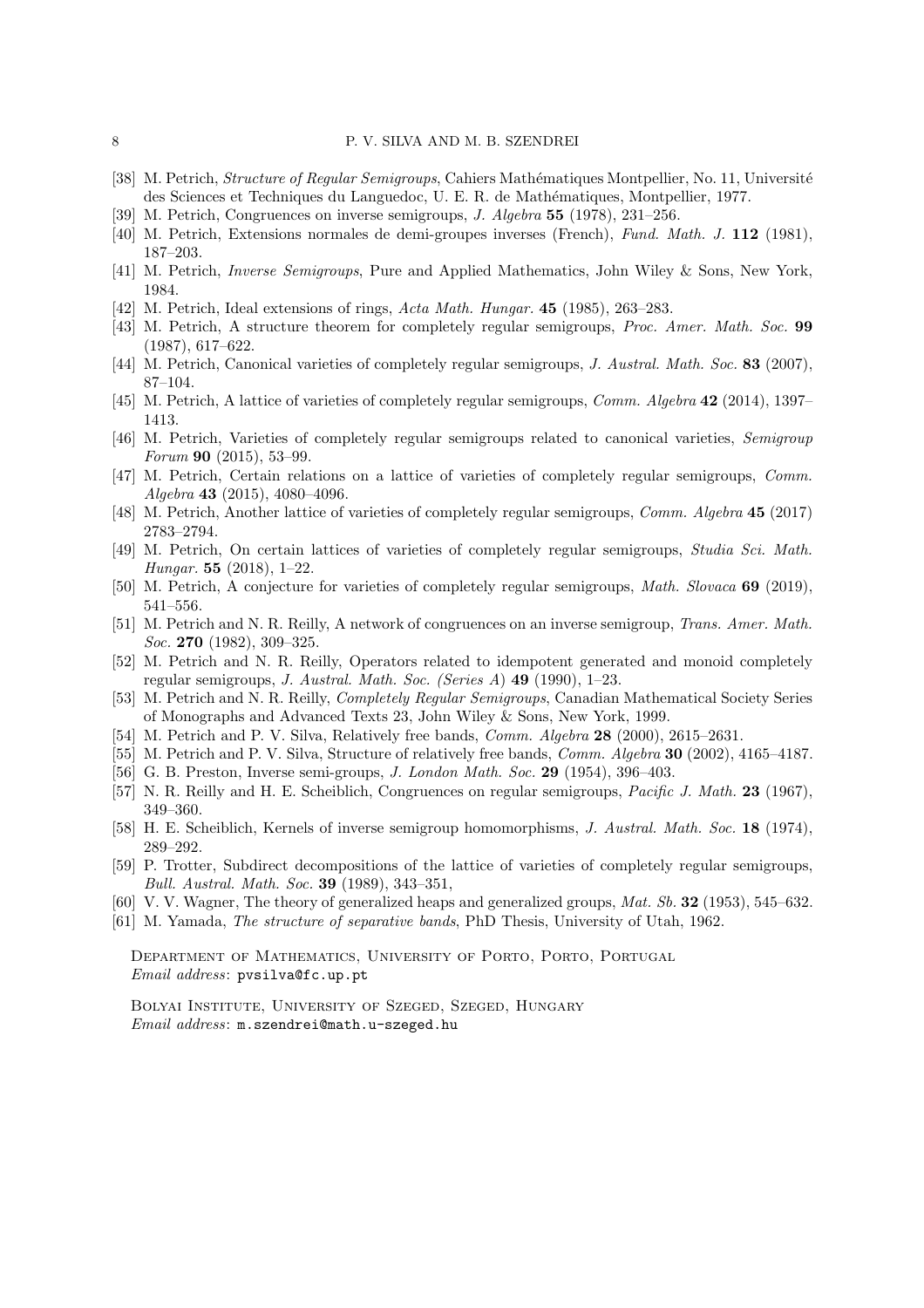[38] M. Petrich, *Structure of Regular Semigroups*, Cahiers Mathématiques Montpellier, No. 11, Université des Sciences et Techniques du Languedoc, U. E. R. de Mathématiques, Montpellier, 1977.

[39] M. Petrich, Congruences on inverse semigroups, *J. Algebra* **55** (1978), 231–256.

[40] M. Petrich, Extensions normales de demi-groupes inverses (French), *Fund. Math. J.* **112** (1981), 187–203.

[41] M. Petrich, *Inverse Semigroups*, Pure and Applied Mathematics, John Wiley & Sons, New York, 1984.

[42] M. Petrich, Ideal extensions of rings, *Acta Math. Hungar.* **45** (1985), 263–283.

[43] M. Petrich, A structure theorem for completely regular semigroups, *Proc. Amer. Math. Soc.* **99** (1987), 617–622.

[44] M. Petrich, Canonical varieties of completely regular semigroups, *J. Austral. Math. Soc.* **83** (2007), 87–104.

[45] M. Petrich, A lattice of varieties of completely regular semigroups, *Comm. Algebra* **42** (2014), 1397–1413.

[46] M. Petrich, Varieties of completely regular semigroups related to canonical varieties, *Semigroup Forum* **90** (2015), 53–99.

[47] M. Petrich, Certain relations on a lattice of varieties of completely regular semigroups, *Comm. Algebra* **43** (2015), 4080–4096.

[48] M. Petrich, Another lattice of varieties of completely regular semigroups, *Comm. Algebra* **45** (2017) 2783–2794.

[49] M. Petrich, On certain lattices of varieties of completely regular semigroups, *Studia Sci. Math. Hungar.* **55** (2018), 1–22.

[50] M. Petrich, A conjecture for varieties of completely regular semigroups, *Math. Slovaca* **69** (2019), 541–556.

[51] M. Petrich and N. R. Reilly, A network of congruences on an inverse semigroup, *Trans. Amer. Math. Soc.* **270** (1982), 309–325.

[52] M. Petrich and N. R. Reilly, Operators related to idempotent generated and monoid completely regular semigroups, *J. Austral. Math. Soc. (Series A)* **49** (1990), 1–23.

[53] M. Petrich and N. R. Reilly, *Completely Regular Semigroups*, Canadian Mathematical Society Series of Monographs and Advanced Texts 23, John Wiley & Sons, New York, 1999.

[54] M. Petrich and P. V. Silva, Relatively free bands, *Comm. Algebra* **28** (2000), 2615–2631.

[55] M. Petrich and P. V. Silva, Structure of relatively free bands, *Comm. Algebra* **30** (2002), 4165–4187.

[56] G. B. Preston, Inverse semi-groups, *J. London Math. Soc.* **29** (1954), 396–403.

[57] N. R. Reilly and H. E. Scheiblich, Congruences on regular semigroups, *Pacific J. Math.* **23** (1967), 349–360.

[58] H. E. Scheiblich, Kernels of inverse semigroup homomorphisms, *J. Austral. Math. Soc.* **18** (1974), 289–292.

[59] P. Trotter, Subdirect decompositions of the lattice of varieties of completely regular semigroups, *Bull. Austral. Math. Soc.* **39** (1989), 343–351,

[60] V. V. Wagner, The theory of generalized heaps and generalized groups, *Mat. Sb.* **32** (1953), 545–632.

[61] M. Yamada, *The structure of separative bands*, PhD Thesis, University of Utah, 1962.

Department of Mathematics, University of Porto, Porto, Portugal
*Email address*: pvsilva@fc.up.pt

Bolyai Institute, University of Szeged, Szeged, Hungary
*Email address*: m.szendrei@math.u-szeged.hu